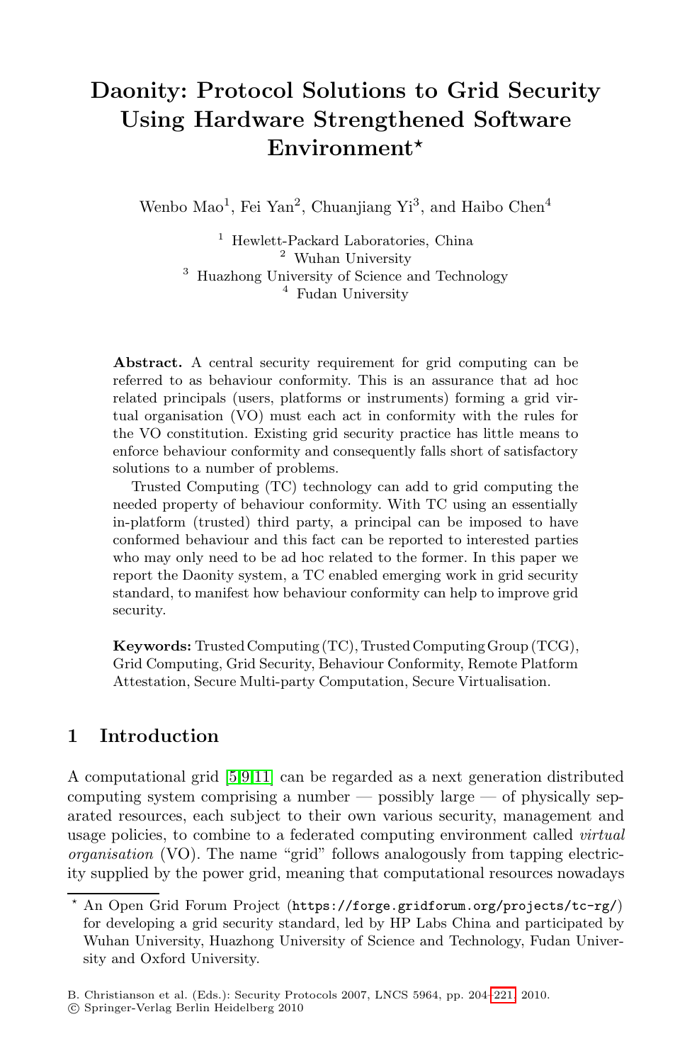# Daonity: Protocol Solutions to Grid Security Using Hardware Strengthened Software Environment*

Wenbo Mao[1], Fei Yan[2], Chuanjiang Yi[3], and Haibo Chen[4]

[1] Hewlett-Packard Laboratories, China
[2] Wuhan University
[3] Huazhong University of Science and Technology
[4] Fudan University

**Abstract.** A central security requirement for grid computing can be referred to as behaviour conformity. This is an assurance that ad hoc related principals (users, platforms or instruments) forming a grid virtual organisation (VO) must each act in conformity with the rules for the VO constitution. Existing grid security practice has little means to enforce behaviour conformity and consequently falls short of satisfactory solutions to a number of problems.

Trusted Computing (TC) technology can add to grid computing the needed property of behaviour conformity. With TC using an essentially in-platform (trusted) third party, a principal can be imposed to have conformed behaviour and this fact can be reported to interested parties who may only need to be ad hoc related to the former. In this paper we report the Daonity system, a TC enabled emerging work in grid security standard, to manifest how behaviour conformity can help to improve grid security.

**Keywords:** Trusted Computing (TC), Trusted Computing Group (TCG), Grid Computing, Grid Security, Behaviour Conformity, Remote Platform Attestation, Secure Multi-party Computation, Secure Virtualisation.

## 1 Introduction

A computational grid [5,9,11] can be regarded as a next generation distributed computing system comprising a number — possibly large — of physically separated resources, each subject to their own various security, management and usage policies, to combine to a federated computing environment called *virtual organisation* (VO). The name "grid" follows analogously from tapping electricity supplied by the power grid, meaning that computational resources nowadays

---

\* An Open Grid Forum Project (`https://forge.gridforum.org/projects/tc-rg/`) for developing a grid security standard, led by HP Labs China and participated by Wuhan University, Huazhong University of Science and Technology, Fudan University and Oxford University.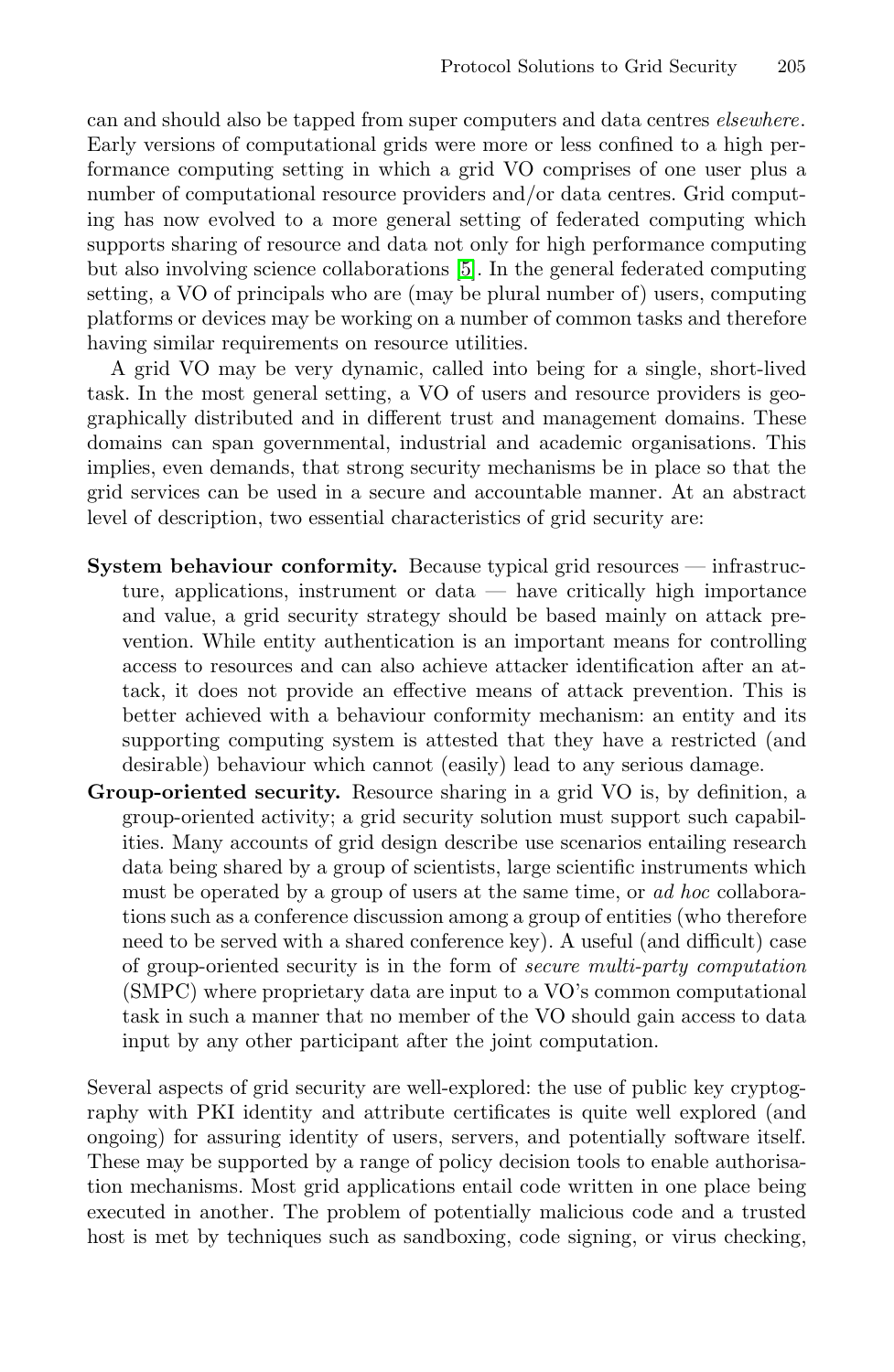can and should also be tapped from super computers and data centres *elsewhere*. Early versions of computational grids were more or less confined to a high performance computing setting in which a grid VO comprises of one user plus a number of computational resource providers and/or data centres. Grid computing has now evolved to a more general setting of federated computing which supports sharing of resource and data not only for high performance computing but also involving science collaborations [5]. In the general federated computing setting, a VO of principals who are (may be plural number of) users, computing platforms or devices may be working on a number of common tasks and therefore having similar requirements on resource utilities.

A grid VO may be very dynamic, called into being for a single, short-lived task. In the most general setting, a VO of users and resource providers is geographically distributed and in different trust and management domains. These domains can span governmental, industrial and academic organisations. This implies, even demands, that strong security mechanisms be in place so that the grid services can be used in a secure and accountable manner. At an abstract level of description, two essential characteristics of grid security are:

- **System behaviour conformity.** Because typical grid resources — infrastructure, applications, instrument or data — have critically high importance and value, a grid security strategy should be based mainly on attack prevention. While entity authentication is an important means for controlling access to resources and can also achieve attacker identification after an attack, it does not provide an effective means of attack prevention. This is better achieved with a behaviour conformity mechanism: an entity and its supporting computing system is attested that they have a restricted (and desirable) behaviour which cannot (easily) lead to any serious damage.
- **Group-oriented security.** Resource sharing in a grid VO is, by definition, a group-oriented activity; a grid security solution must support such capabilities. Many accounts of grid design describe use scenarios entailing research data being shared by a group of scientists, large scientific instruments which must be operated by a group of users at the same time, or *ad hoc* collaborations such as a conference discussion among a group of entities (who therefore need to be served with a shared conference key). A useful (and difficult) case of group-oriented security is in the form of *secure multi-party computation* (SMPC) where proprietary data are input to a VO's common computational task in such a manner that no member of the VO should gain access to data input by any other participant after the joint computation.

Several aspects of grid security are well-explored: the use of public key cryptography with PKI identity and attribute certificates is quite well explored (and ongoing) for assuring identity of users, servers, and potentially software itself. These may be supported by a range of policy decision tools to enable authorisation mechanisms. Most grid applications entail code written in one place being executed in another. The problem of potentially malicious code and a trusted host is met by techniques such as sandboxing, code signing, or virus checking,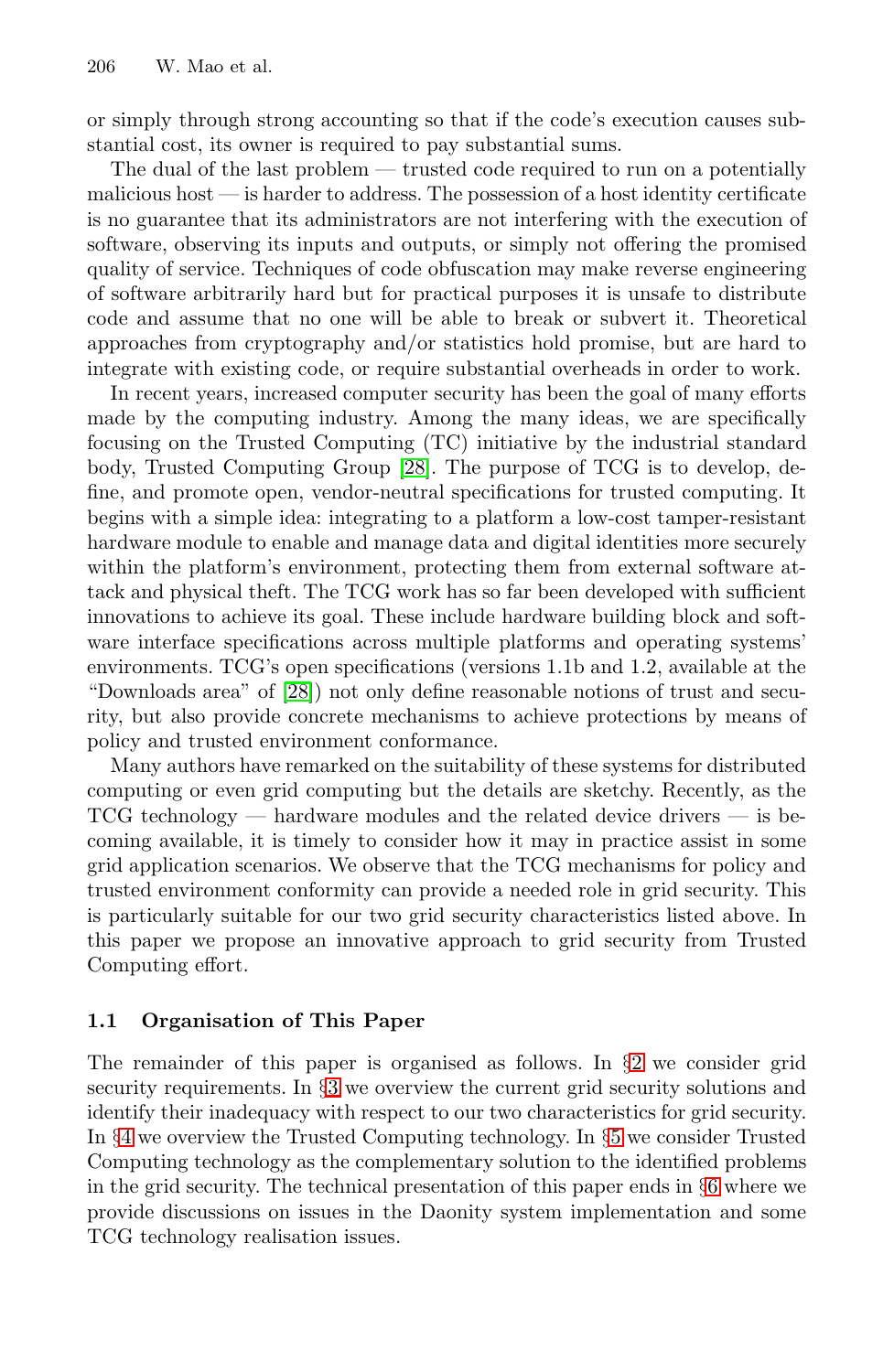or simply through strong accounting so that if the code's execution causes substantial cost, its owner is required to pay substantial sums.

The dual of the last problem — trusted code required to run on a potentially malicious host — is harder to address. The possession of a host identity certificate is no guarantee that its administrators are not interfering with the execution of software, observing its inputs and outputs, or simply not offering the promised quality of service. Techniques of code obfuscation may make reverse engineering of software arbitrarily hard but for practical purposes it is unsafe to distribute code and assume that no one will be able to break or subvert it. Theoretical approaches from cryptography and/or statistics hold promise, but are hard to integrate with existing code, or require substantial overheads in order to work.

In recent years, increased computer security has been the goal of many efforts made by the computing industry. Among the many ideas, we are specifically focusing on the Trusted Computing (TC) initiative by the industrial standard body, Trusted Computing Group [28]. The purpose of TCG is to develop, define, and promote open, vendor-neutral specifications for trusted computing. It begins with a simple idea: integrating to a platform a low-cost tamper-resistant hardware module to enable and manage data and digital identities more securely within the platform's environment, protecting them from external software attack and physical theft. The TCG work has so far been developed with sufficient innovations to achieve its goal. These include hardware building block and software interface specifications across multiple platforms and operating systems' environments. TCG's open specifications (versions 1.1b and 1.2, available at the "Downloads area" of [28]) not only define reasonable notions of trust and security, but also provide concrete mechanisms to achieve protections by means of policy and trusted environment conformance.

Many authors have remarked on the suitability of these systems for distributed computing or even grid computing but the details are sketchy. Recently, as the TCG technology — hardware modules and the related device drivers — is becoming available, it is timely to consider how it may in practice assist in some grid application scenarios. We observe that the TCG mechanisms for policy and trusted environment conformity can provide a needed role in grid security. This is particularly suitable for our two grid security characteristics listed above. In this paper we propose an innovative approach to grid security from Trusted Computing effort.

### 1.1 Organisation of This Paper

The remainder of this paper is organised as follows. In §2 we consider grid security requirements. In §3 we overview the current grid security solutions and identify their inadequacy with respect to our two characteristics for grid security. In §4 we overview the Trusted Computing technology. In §5 we consider Trusted Computing technology as the complementary solution to the identified problems in the grid security. The technical presentation of this paper ends in §6 where we provide discussions on issues in the Daonity system implementation and some TCG technology realisation issues.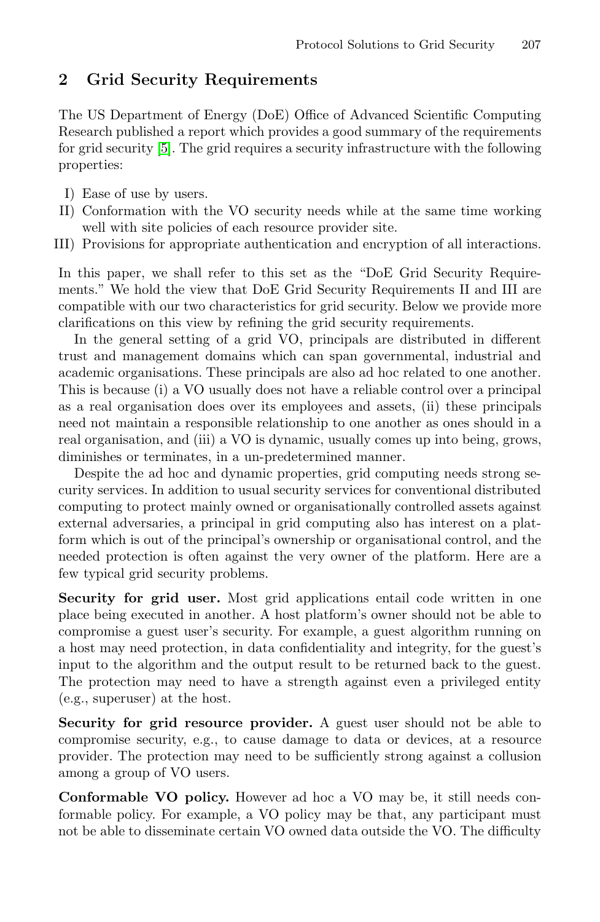## 2 Grid Security Requirements

The US Department of Energy (DoE) Office of Advanced Scientific Computing Research published a report which provides a good summary of the requirements for grid security [5]. The grid requires a security infrastructure with the following properties:

I) Ease of use by users.
II) Conformation with the VO security needs while at the same time working well with site policies of each resource provider site.
III) Provisions for appropriate authentication and encryption of all interactions.

In this paper, we shall refer to this set as the "DoE Grid Security Requirements." We hold the view that DoE Grid Security Requirements II and III are compatible with our two characteristics for grid security. Below we provide more clarifications on this view by refining the grid security requirements.

In the general setting of a grid VO, principals are distributed in different trust and management domains which can span governmental, industrial and academic organisations. These principals are also ad hoc related to one another. This is because (i) a VO usually does not have a reliable control over a principal as a real organisation does over its employees and assets, (ii) these principals need not maintain a responsible relationship to one another as ones should in a real organisation, and (iii) a VO is dynamic, usually comes up into being, grows, diminishes or terminates, in a un-predetermined manner.

Despite the ad hoc and dynamic properties, grid computing needs strong security services. In addition to usual security services for conventional distributed computing to protect mainly owned or organisationally controlled assets against external adversaries, a principal in grid computing also has interest on a platform which is out of the principal's ownership or organisational control, and the needed protection is often against the very owner of the platform. Here are a few typical grid security problems.

**Security for grid user.** Most grid applications entail code written in one place being executed in another. A host platform's owner should not be able to compromise a guest user's security. For example, a guest algorithm running on a host may need protection, in data confidentiality and integrity, for the guest's input to the algorithm and the output result to be returned back to the guest. The protection may need to have a strength against even a privileged entity (e.g., superuser) at the host.

**Security for grid resource provider.** A guest user should not be able to compromise security, e.g., to cause damage to data or devices, at a resource provider. The protection may need to be sufficiently strong against a collusion among a group of VO users.

**Conformable VO policy.** However ad hoc a VO may be, it still needs conformable policy. For example, a VO policy may be that, any participant must not be able to disseminate certain VO owned data outside the VO. The difficulty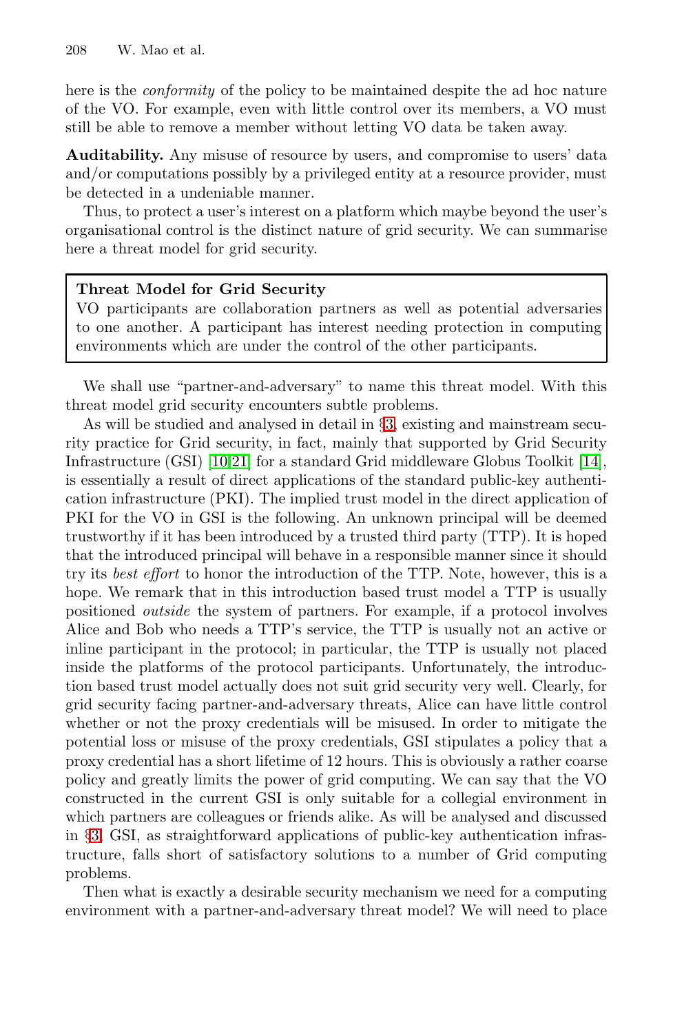here is the *conformity* of the policy to be maintained despite the ad hoc nature of the VO. For example, even with little control over its members, a VO must still be able to remove a member without letting VO data be taken away.

**Auditability.** Any misuse of resource by users, and compromise to users' data and/or computations possibly by a privileged entity at a resource provider, must be detected in a undeniable manner.

Thus, to protect a user's interest on a platform which maybe beyond the user's organisational control is the distinct nature of grid security. We can summarise here a threat model for grid security.

> **Threat Model for Grid Security**
> VO participants are collaboration partners as well as potential adversaries to one another. A participant has interest needing protection in computing environments which are under the control of the other participants.

We shall use "partner-and-adversary" to name this threat model. With this threat model grid security encounters subtle problems.

As will be studied and analysed in detail in §3, existing and mainstream security practice for Grid security, in fact, mainly that supported by Grid Security Infrastructure (GSI) [10,21] for a standard Grid middleware Globus Toolkit [14], is essentially a result of direct applications of the standard public-key authentication infrastructure (PKI). The implied trust model in the direct application of PKI for the VO in GSI is the following. An unknown principal will be deemed trustworthy if it has been introduced by a trusted third party (TTP). It is hoped that the introduced principal will behave in a responsible manner since it should try its *best effort* to honor the introduction of the TTP. Note, however, this is a hope. We remark that in this introduction based trust model a TTP is usually positioned *outside* the system of partners. For example, if a protocol involves Alice and Bob who needs a TTP's service, the TTP is usually not an active or inline participant in the protocol; in particular, the TTP is usually not placed inside the platforms of the protocol participants. Unfortunately, the introduction based trust model actually does not suit grid security very well. Clearly, for grid security facing partner-and-adversary threats, Alice can have little control whether or not the proxy credentials will be misused. In order to mitigate the potential loss or misuse of the proxy credentials, GSI stipulates a policy that a proxy credential has a short lifetime of 12 hours. This is obviously a rather coarse policy and greatly limits the power of grid computing. We can say that the VO constructed in the current GSI is only suitable for a collegial environment in which partners are colleagues or friends alike. As will be analysed and discussed in §3, GSI, as straightforward applications of public-key authentication infrastructure, falls short of satisfactory solutions to a number of Grid computing problems.

Then what is exactly a desirable security mechanism we need for a computing environment with a partner-and-adversary threat model? We will need to place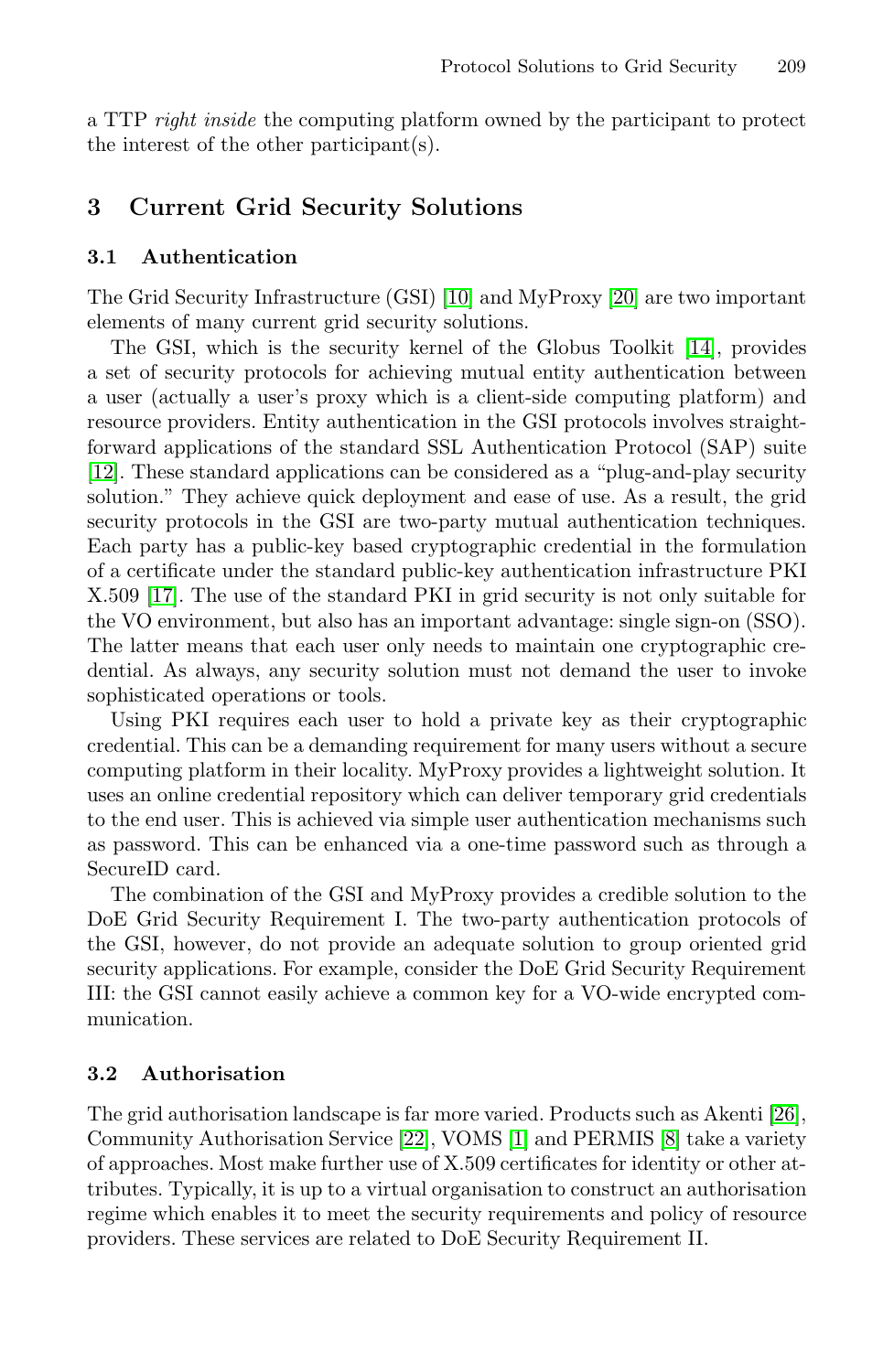a TTP *right inside* the computing platform owned by the participant to protect the interest of the other participant(s).

## 3 Current Grid Security Solutions

### 3.1 Authentication

The Grid Security Infrastructure (GSI) [10] and MyProxy [20] are two important elements of many current grid security solutions.

The GSI, which is the security kernel of the Globus Toolkit [14], provides a set of security protocols for achieving mutual entity authentication between a user (actually a user's proxy which is a client-side computing platform) and resource providers. Entity authentication in the GSI protocols involves straightforward applications of the standard SSL Authentication Protocol (SAP) suite [12]. These standard applications can be considered as a "plug-and-play security solution." They achieve quick deployment and ease of use. As a result, the grid security protocols in the GSI are two-party mutual authentication techniques. Each party has a public-key based cryptographic credential in the formulation of a certificate under the standard public-key authentication infrastructure PKI X.509 [17]. The use of the standard PKI in grid security is not only suitable for the VO environment, but also has an important advantage: single sign-on (SSO). The latter means that each user only needs to maintain one cryptographic credential. As always, any security solution must not demand the user to invoke sophisticated operations or tools.

Using PKI requires each user to hold a private key as their cryptographic credential. This can be a demanding requirement for many users without a secure computing platform in their locality. MyProxy provides a lightweight solution. It uses an online credential repository which can deliver temporary grid credentials to the end user. This is achieved via simple user authentication mechanisms such as password. This can be enhanced via a one-time password such as through a SecureID card.

The combination of the GSI and MyProxy provides a credible solution to the DoE Grid Security Requirement I. The two-party authentication protocols of the GSI, however, do not provide an adequate solution to group oriented grid security applications. For example, consider the DoE Grid Security Requirement III: the GSI cannot easily achieve a common key for a VO-wide encrypted communication.

### 3.2 Authorisation

The grid authorisation landscape is far more varied. Products such as Akenti [26], Community Authorisation Service [22], VOMS [1] and PERMIS [8] take a variety of approaches. Most make further use of X.509 certificates for identity or other attributes. Typically, it is up to a virtual organisation to construct an authorisation regime which enables it to meet the security requirements and policy of resource providers. These services are related to DoE Security Requirement II.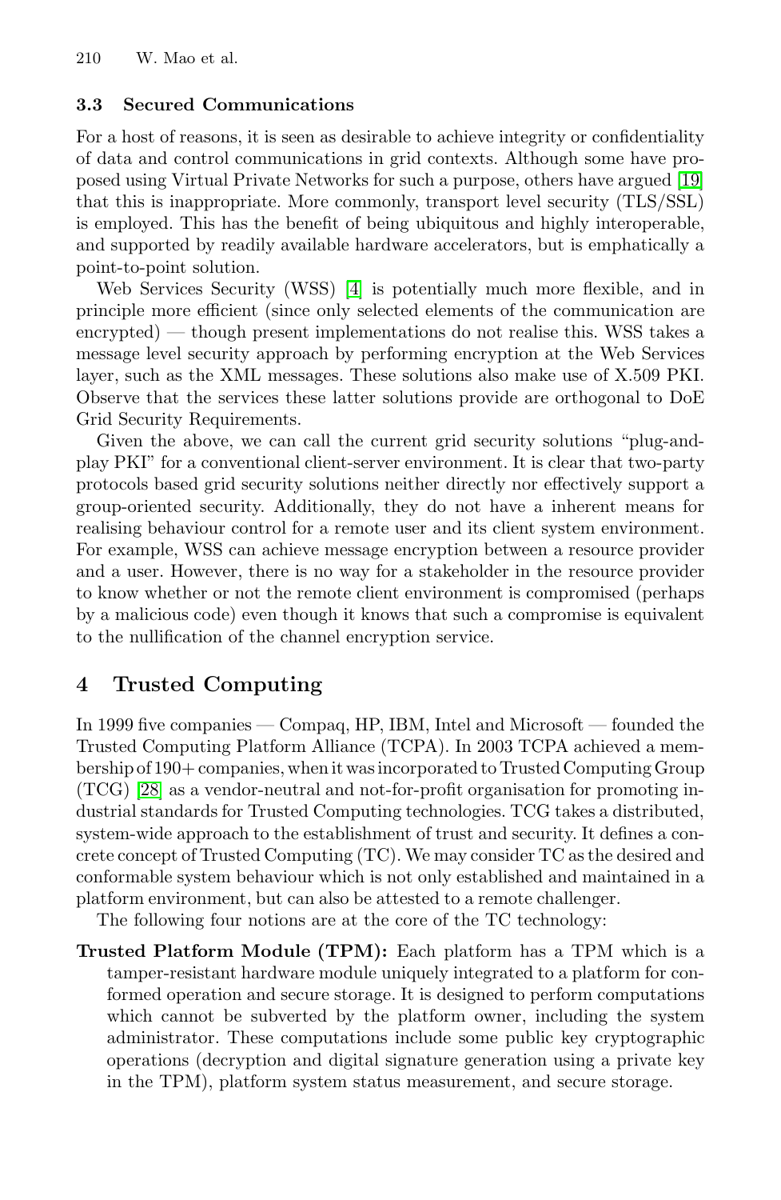### 3.3 Secured Communications

For a host of reasons, it is seen as desirable to achieve integrity or confidentiality of data and control communications in grid contexts. Although some have proposed using Virtual Private Networks for such a purpose, others have argued [19] that this is inappropriate. More commonly, transport level security (TLS/SSL) is employed. This has the benefit of being ubiquitous and highly interoperable, and supported by readily available hardware accelerators, but is emphatically a point-to-point solution.

Web Services Security (WSS) [4] is potentially much more flexible, and in principle more efficient (since only selected elements of the communication are encrypted) — though present implementations do not realise this. WSS takes a message level security approach by performing encryption at the Web Services layer, such as the XML messages. These solutions also make use of X.509 PKI. Observe that the services these latter solutions provide are orthogonal to DoE Grid Security Requirements.

Given the above, we can call the current grid security solutions "plug-and-play PKI" for a conventional client-server environment. It is clear that two-party protocols based grid security solutions neither directly nor effectively support a group-oriented security. Additionally, they do not have a inherent means for realising behaviour control for a remote user and its client system environment. For example, WSS can achieve message encryption between a resource provider and a user. However, there is no way for a stakeholder in the resource provider to know whether or not the remote client environment is compromised (perhaps by a malicious code) even though it knows that such a compromise is equivalent to the nullification of the channel encryption service.

## 4 Trusted Computing

In 1999 five companies — Compaq, HP, IBM, Intel and Microsoft — founded the Trusted Computing Platform Alliance (TCPA). In 2003 TCPA achieved a membership of 190+ companies, when it was incorporated to Trusted Computing Group (TCG) [28] as a vendor-neutral and not-for-profit organisation for promoting industrial standards for Trusted Computing technologies. TCG takes a distributed, system-wide approach to the establishment of trust and security. It defines a concrete concept of Trusted Computing (TC). We may consider TC as the desired and conformable system behaviour which is not only established and maintained in a platform environment, but can also be attested to a remote challenger.

The following four notions are at the core of the TC technology:

**Trusted Platform Module (TPM):** Each platform has a TPM which is a tamper-resistant hardware module uniquely integrated to a platform for conformed operation and secure storage. It is designed to perform computations which cannot be subverted by the platform owner, including the system administrator. These computations include some public key cryptographic operations (decryption and digital signature generation using a private key in the TPM), platform system status measurement, and secure storage.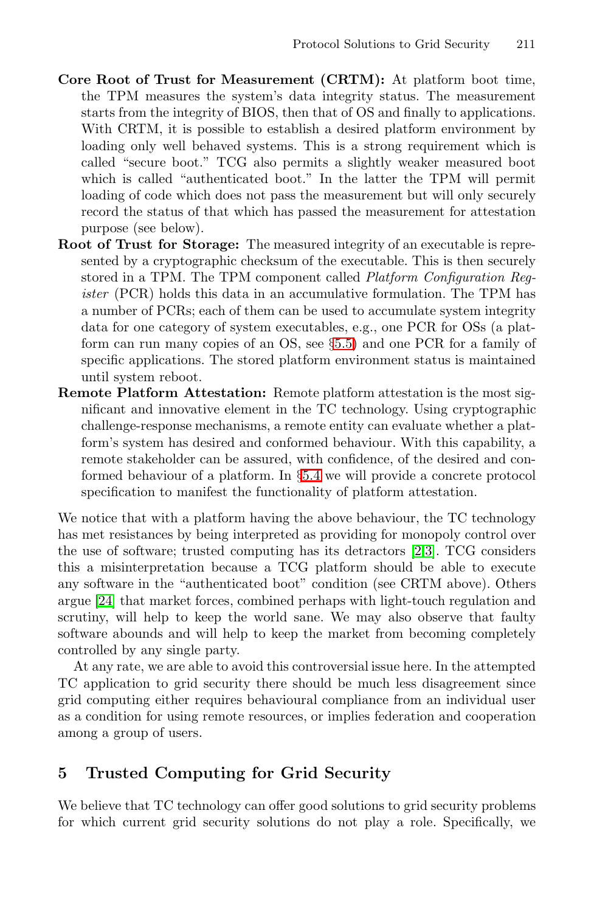**Core Root of Trust for Measurement (CRTM):** At platform boot time, the TPM measures the system's data integrity status. The measurement starts from the integrity of BIOS, then that of OS and finally to applications. With CRTM, it is possible to establish a desired platform environment by loading only well behaved systems. This is a strong requirement which is called "secure boot." TCG also permits a slightly weaker measured boot which is called "authenticated boot." In the latter the TPM will permit loading of code which does not pass the measurement but will only securely record the status of that which has passed the measurement for attestation purpose (see below).

**Root of Trust for Storage:** The measured integrity of an executable is represented by a cryptographic checksum of the executable. This is then securely stored in a TPM. The TPM component called *Platform Configuration Register* (PCR) holds this data in an accumulative formulation. The TPM has a number of PCRs; each of them can be used to accumulate system integrity data for one category of system executables, e.g., one PCR for OSs (a platform can run many copies of an OS, see §5.5) and one PCR for a family of specific applications. The stored platform environment status is maintained until system reboot.

**Remote Platform Attestation:** Remote platform attestation is the most significant and innovative element in the TC technology. Using cryptographic challenge-response mechanisms, a remote entity can evaluate whether a platform's system has desired and conformed behaviour. With this capability, a remote stakeholder can be assured, with confidence, of the desired and conformed behaviour of a platform. In §5.4 we will provide a concrete protocol specification to manifest the functionality of platform attestation.

We notice that with a platform having the above behaviour, the TC technology has met resistances by being interpreted as providing for monopoly control over the use of software; trusted computing has its detractors [2,3]. TCG considers this a misinterpretation because a TCG platform should be able to execute any software in the "authenticated boot" condition (see CRTM above). Others argue [24] that market forces, combined perhaps with light-touch regulation and scrutiny, will help to keep the world sane. We may also observe that faulty software abounds and will help to keep the market from becoming completely controlled by any single party.

At any rate, we are able to avoid this controversial issue here. In the attempted TC application to grid security there should be much less disagreement since grid computing either requires behavioural compliance from an individual user as a condition for using remote resources, or implies federation and cooperation among a group of users.

## 5 Trusted Computing for Grid Security

We believe that TC technology can offer good solutions to grid security problems for which current grid security solutions do not play a role. Specifically, we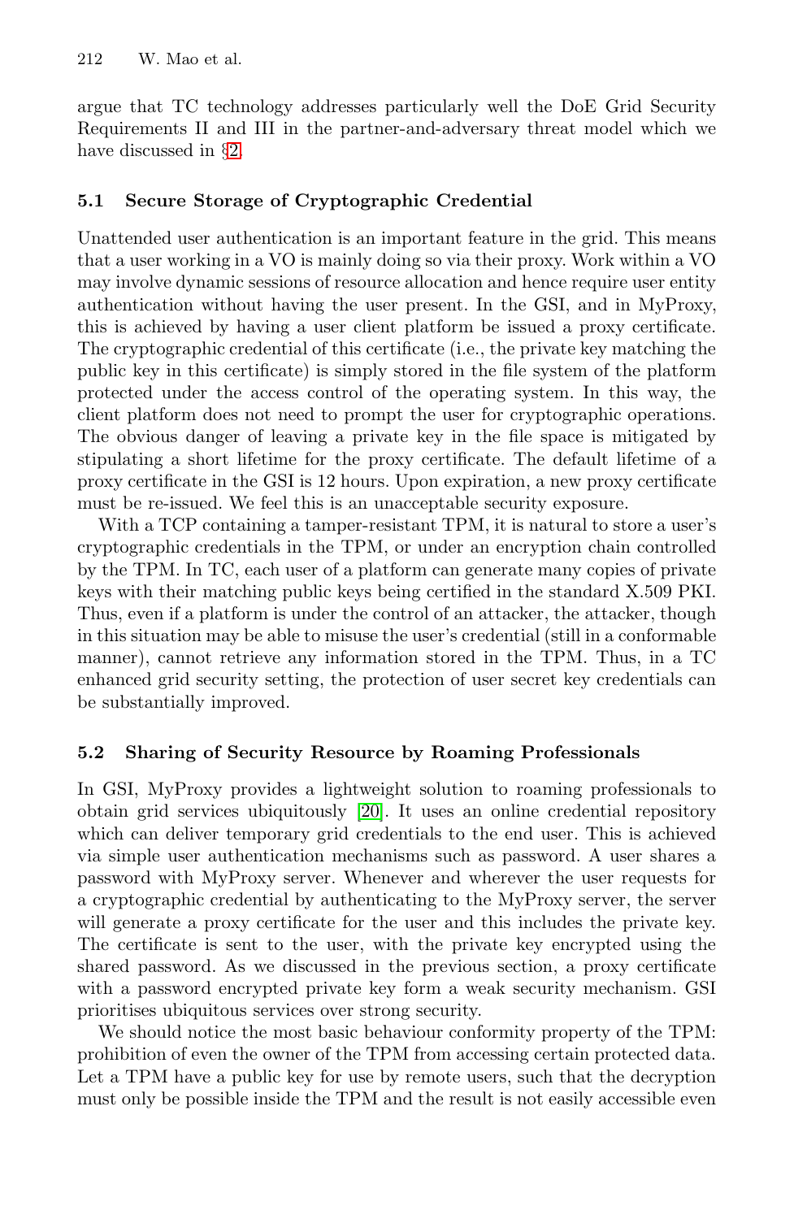argue that TC technology addresses particularly well the DoE Grid Security Requirements II and III in the partner-and-adversary threat model which we have discussed in §2.

### 5.1 Secure Storage of Cryptographic Credential

Unattended user authentication is an important feature in the grid. This means that a user working in a VO is mainly doing so via their proxy. Work within a VO may involve dynamic sessions of resource allocation and hence require user entity authentication without having the user present. In the GSI, and in MyProxy, this is achieved by having a user client platform be issued a proxy certificate. The cryptographic credential of this certificate (i.e., the private key matching the public key in this certificate) is simply stored in the file system of the platform protected under the access control of the operating system. In this way, the client platform does not need to prompt the user for cryptographic operations. The obvious danger of leaving a private key in the file space is mitigated by stipulating a short lifetime for the proxy certificate. The default lifetime of a proxy certificate in the GSI is 12 hours. Upon expiration, a new proxy certificate must be re-issued. We feel this is an unacceptable security exposure.

With a TCP containing a tamper-resistant TPM, it is natural to store a user's cryptographic credentials in the TPM, or under an encryption chain controlled by the TPM. In TC, each user of a platform can generate many copies of private keys with their matching public keys being certified in the standard X.509 PKI. Thus, even if a platform is under the control of an attacker, the attacker, though in this situation may be able to misuse the user's credential (still in a conformable manner), cannot retrieve any information stored in the TPM. Thus, in a TC enhanced grid security setting, the protection of user secret key credentials can be substantially improved.

### 5.2 Sharing of Security Resource by Roaming Professionals

In GSI, MyProxy provides a lightweight solution to roaming professionals to obtain grid services ubiquitously [20]. It uses an online credential repository which can deliver temporary grid credentials to the end user. This is achieved via simple user authentication mechanisms such as password. A user shares a password with MyProxy server. Whenever and wherever the user requests for a cryptographic credential by authenticating to the MyProxy server, the server will generate a proxy certificate for the user and this includes the private key. The certificate is sent to the user, with the private key encrypted using the shared password. As we discussed in the previous section, a proxy certificate with a password encrypted private key form a weak security mechanism. GSI prioritises ubiquitous services over strong security.

We should notice the most basic behaviour conformity property of the TPM: prohibition of even the owner of the TPM from accessing certain protected data. Let a TPM have a public key for use by remote users, such that the decryption must only be possible inside the TPM and the result is not easily accessible even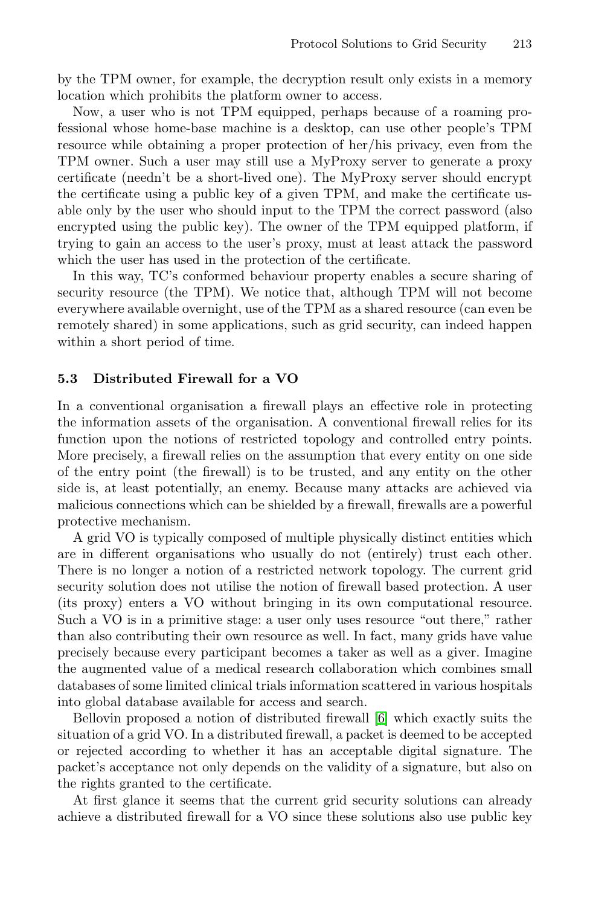by the TPM owner, for example, the decryption result only exists in a memory location which prohibits the platform owner to access.

Now, a user who is not TPM equipped, perhaps because of a roaming professional whose home-base machine is a desktop, can use other people's TPM resource while obtaining a proper protection of her/his privacy, even from the TPM owner. Such a user may still use a MyProxy server to generate a proxy certificate (needn't be a short-lived one). The MyProxy server should encrypt the certificate using a public key of a given TPM, and make the certificate usable only by the user who should input to the TPM the correct password (also encrypted using the public key). The owner of the TPM equipped platform, if trying to gain an access to the user's proxy, must at least attack the password which the user has used in the protection of the certificate.

In this way, TC's conformed behaviour property enables a secure sharing of security resource (the TPM). We notice that, although TPM will not become everywhere available overnight, use of the TPM as a shared resource (can even be remotely shared) in some applications, such as grid security, can indeed happen within a short period of time.

### 5.3 Distributed Firewall for a VO

In a conventional organisation a firewall plays an effective role in protecting the information assets of the organisation. A conventional firewall relies for its function upon the notions of restricted topology and controlled entry points. More precisely, a firewall relies on the assumption that every entity on one side of the entry point (the firewall) is to be trusted, and any entity on the other side is, at least potentially, an enemy. Because many attacks are achieved via malicious connections which can be shielded by a firewall, firewalls are a powerful protective mechanism.

A grid VO is typically composed of multiple physically distinct entities which are in different organisations who usually do not (entirely) trust each other. There is no longer a notion of a restricted network topology. The current grid security solution does not utilise the notion of firewall based protection. A user (its proxy) enters a VO without bringing in its own computational resource. Such a VO is in a primitive stage: a user only uses resource "out there," rather than also contributing their own resource as well. In fact, many grids have value precisely because every participant becomes a taker as well as a giver. Imagine the augmented value of a medical research collaboration which combines small databases of some limited clinical trials information scattered in various hospitals into global database available for access and search.

Bellovin proposed a notion of distributed firewall [6] which exactly suits the situation of a grid VO. In a distributed firewall, a packet is deemed to be accepted or rejected according to whether it has an acceptable digital signature. The packet's acceptance not only depends on the validity of a signature, but also on the rights granted to the certificate.

At first glance it seems that the current grid security solutions can already achieve a distributed firewall for a VO since these solutions also use public key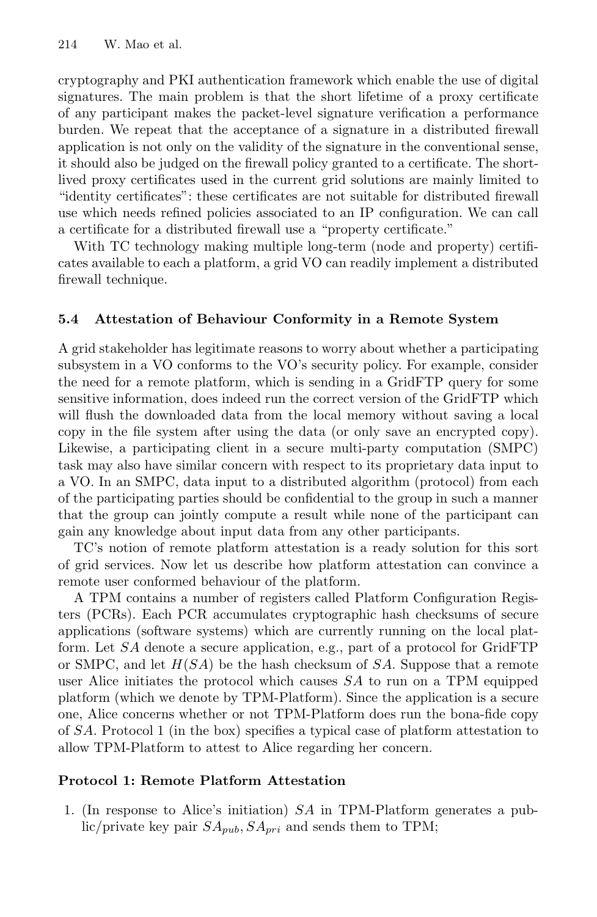cryptography and PKI authentication framework which enable the use of digital signatures. The main problem is that the short lifetime of a proxy certificate of any participant makes the packet-level signature verification a performance burden. We repeat that the acceptance of a signature in a distributed firewall application is not only on the validity of the signature in the conventional sense, it should also be judged on the firewall policy granted to a certificate. The short-lived proxy certificates used in the current grid solutions are mainly limited to "identity certificates": these certificates are not suitable for distributed firewall use which needs refined policies associated to an IP configuration. We can call a certificate for a distributed firewall use a "property certificate."

With TC technology making multiple long-term (node and property) certificates available to each a platform, a grid VO can readily implement a distributed firewall technique.

### 5.4 Attestation of Behaviour Conformity in a Remote System

A grid stakeholder has legitimate reasons to worry about whether a participating subsystem in a VO conforms to the VO's security policy. For example, consider the need for a remote platform, which is sending in a GridFTP query for some sensitive information, does indeed run the correct version of the GridFTP which will flush the downloaded data from the local memory without saving a local copy in the file system after using the data (or only save an encrypted copy). Likewise, a participating client in a secure multi-party computation (SMPC) task may also have similar concern with respect to its proprietary data input to a VO. In an SMPC, data input to a distributed algorithm (protocol) from each of the participating parties should be confidential to the group in such a manner that the group can jointly compute a result while none of the participant can gain any knowledge about input data from any other participants.

TC's notion of remote platform attestation is a ready solution for this sort of grid services. Now let us describe how platform attestation can convince a remote user conformed behaviour of the platform.

A TPM contains a number of registers called Platform Configuration Registers (PCRs). Each PCR accumulates cryptographic hash checksums of secure applications (software systems) which are currently running on the local platform. Let $SA$ denote a secure application, e.g., part of a protocol for GridFTP or SMPC, and let $H(SA)$ be the hash checksum of $SA$. Suppose that a remote user Alice initiates the protocol which causes $SA$ to run on a TPM equipped platform (which we denote by TPM-Platform). Since the application is a secure one, Alice concerns whether or not TPM-Platform does run the bona-fide copy of $SA$. Protocol 1 (in the box) specifies a typical case of platform attestation to allow TPM-Platform to attest to Alice regarding her concern.

**Protocol 1: Remote Platform Attestation**

1. (In response to Alice's initiation) $SA$ in TPM-Platform generates a public/private key pair $SA_{pub}, SA_{pri}$ and sends them to TPM;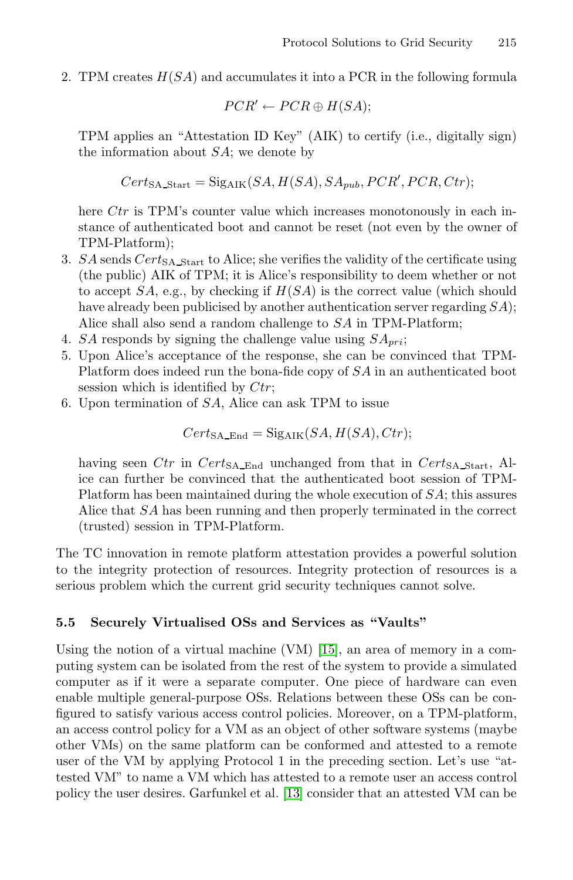2. TPM creates $H(SA)$ and accumulates it into a PCR in the following formula

$$PCR' \leftarrow PCR \oplus H(SA);$$

   TPM applies an "Attestation ID Key" (AIK) to certify (i.e., digitally sign) the information about $SA$; we denote by

$$Cert_{\text{SA\_Start}} = \text{Sig}_{\text{AIK}}(SA, H(SA), SA_{pub}, PCR', PCR, Ctr);$$

   here $Ctr$ is TPM's counter value which increases monotonously in each instance of authenticated boot and cannot be reset (not even by the owner of TPM-Platform);
3. $SA$ sends $Cert_{\text{SA\_Start}}$ to Alice; she verifies the validity of the certificate using (the public) AIK of TPM; it is Alice's responsibility to deem whether or not to accept $SA$, e.g., by checking if $H(SA)$ is the correct value (which should have already been publicised by another authentication server regarding $SA$); Alice shall also send a random challenge to $SA$ in TPM-Platform;
4. $SA$ responds by signing the challenge value using $SA_{pri}$;
5. Upon Alice's acceptance of the response, she can be convinced that TPM-Platform does indeed run the bona-fide copy of $SA$ in an authenticated boot session which is identified by $Ctr$;
6. Upon termination of $SA$, Alice can ask TPM to issue

$$Cert_{\text{SA\_End}} = \text{Sig}_{\text{AIK}}(SA, H(SA), Ctr);$$

   having seen $Ctr$ in $Cert_{\text{SA\_End}}$ unchanged from that in $Cert_{\text{SA\_Start}}$, Alice can further be convinced that the authenticated boot session of TPM-Platform has been maintained during the whole execution of $SA$; this assures Alice that $SA$ has been running and then properly terminated in the correct (trusted) session in TPM-Platform.

The TC innovation in remote platform attestation provides a powerful solution to the integrity protection of resources. Integrity protection of resources is a serious problem which the current grid security techniques cannot solve.

### 5.5 Securely Virtualised OSs and Services as "Vaults"

Using the notion of a virtual machine (VM) [15], an area of memory in a computing system can be isolated from the rest of the system to provide a simulated computer as if it were a separate computer. One piece of hardware can even enable multiple general-purpose OSs. Relations between these OSs can be configured to satisfy various access control policies. Moreover, on a TPM-platform, an access control policy for a VM as an object of other software systems (maybe other VMs) on the same platform can be conformed and attested to a remote user of the VM by applying Protocol 1 in the preceding section. Let's use "attested VM" to name a VM which has attested to a remote user an access control policy the user desires. Garfunkel et al. [13] consider that an attested VM can be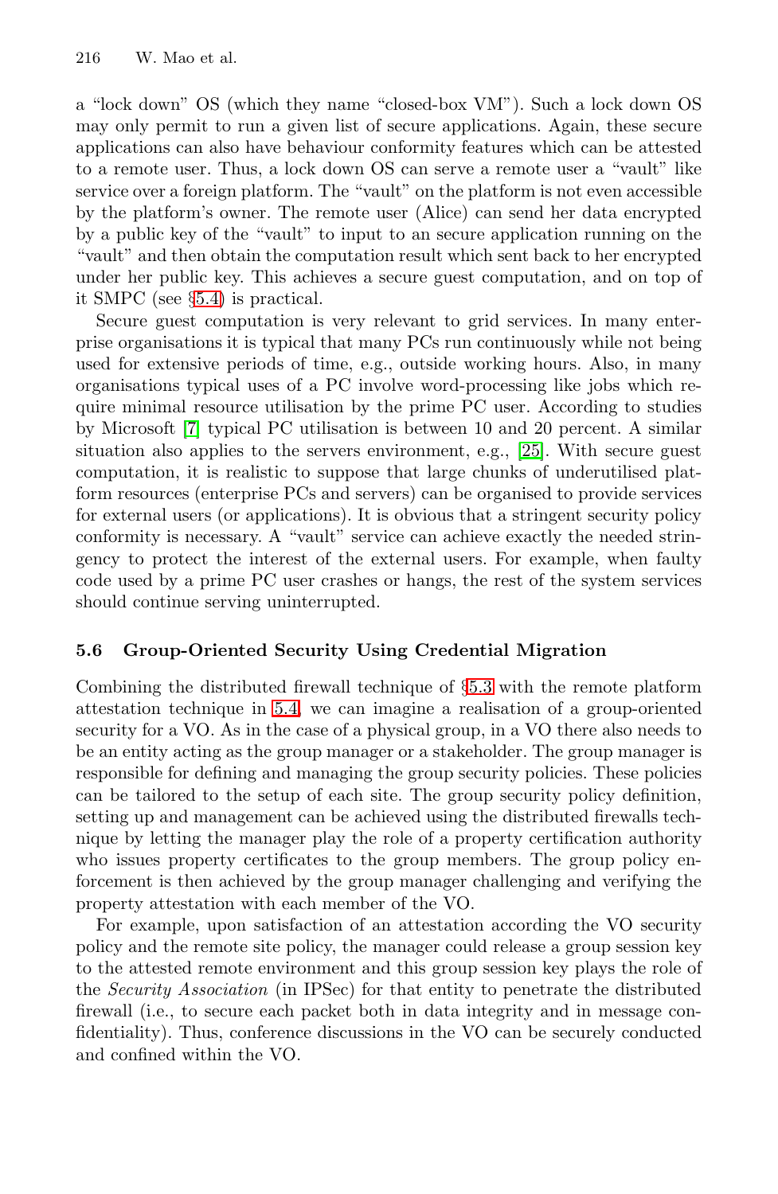a “lock down” OS (which they name “closed-box VM”). Such a lock down OS may only permit to run a given list of secure applications. Again, these secure applications can also have behaviour conformity features which can be attested to a remote user. Thus, a lock down OS can serve a remote user a “vault” like service over a foreign platform. The “vault” on the platform is not even accessible by the platform’s owner. The remote user (Alice) can send her data encrypted by a public key of the “vault” to input to an secure application running on the “vault” and then obtain the computation result which sent back to her encrypted under her public key. This achieves a secure guest computation, and on top of it SMPC (see §5.4) is practical.

Secure guest computation is very relevant to grid services. In many enterprise organisations it is typical that many PCs run continuously while not being used for extensive periods of time, e.g., outside working hours. Also, in many organisations typical uses of a PC involve word-processing like jobs which require minimal resource utilisation by the prime PC user. According to studies by Microsoft [7] typical PC utilisation is between 10 and 20 percent. A similar situation also applies to the servers environment, e.g., [25]. With secure guest computation, it is realistic to suppose that large chunks of underutilised platform resources (enterprise PCs and servers) can be organised to provide services for external users (or applications). It is obvious that a stringent security policy conformity is necessary. A “vault” service can achieve exactly the needed stringency to protect the interest of the external users. For example, when faulty code used by a prime PC user crashes or hangs, the rest of the system services should continue serving uninterrupted.

### 5.6 Group-Oriented Security Using Credential Migration

Combining the distributed firewall technique of §5.3 with the remote platform attestation technique in 5.4, we can imagine a realisation of a group-oriented security for a VO. As in the case of a physical group, in a VO there also needs to be an entity acting as the group manager or a stakeholder. The group manager is responsible for defining and managing the group security policies. These policies can be tailored to the setup of each site. The group security policy definition, setting up and management can be achieved using the distributed firewalls technique by letting the manager play the role of a property certification authority who issues property certificates to the group members. The group policy enforcement is then achieved by the group manager challenging and verifying the property attestation with each member of the VO.

For example, upon satisfaction of an attestation according the VO security policy and the remote site policy, the manager could release a group session key to the attested remote environment and this group session key plays the role of the *Security Association* (in IPSec) for that entity to penetrate the distributed firewall (i.e., to secure each packet both in data integrity and in message confidentiality). Thus, conference discussions in the VO can be securely conducted and confined within the VO.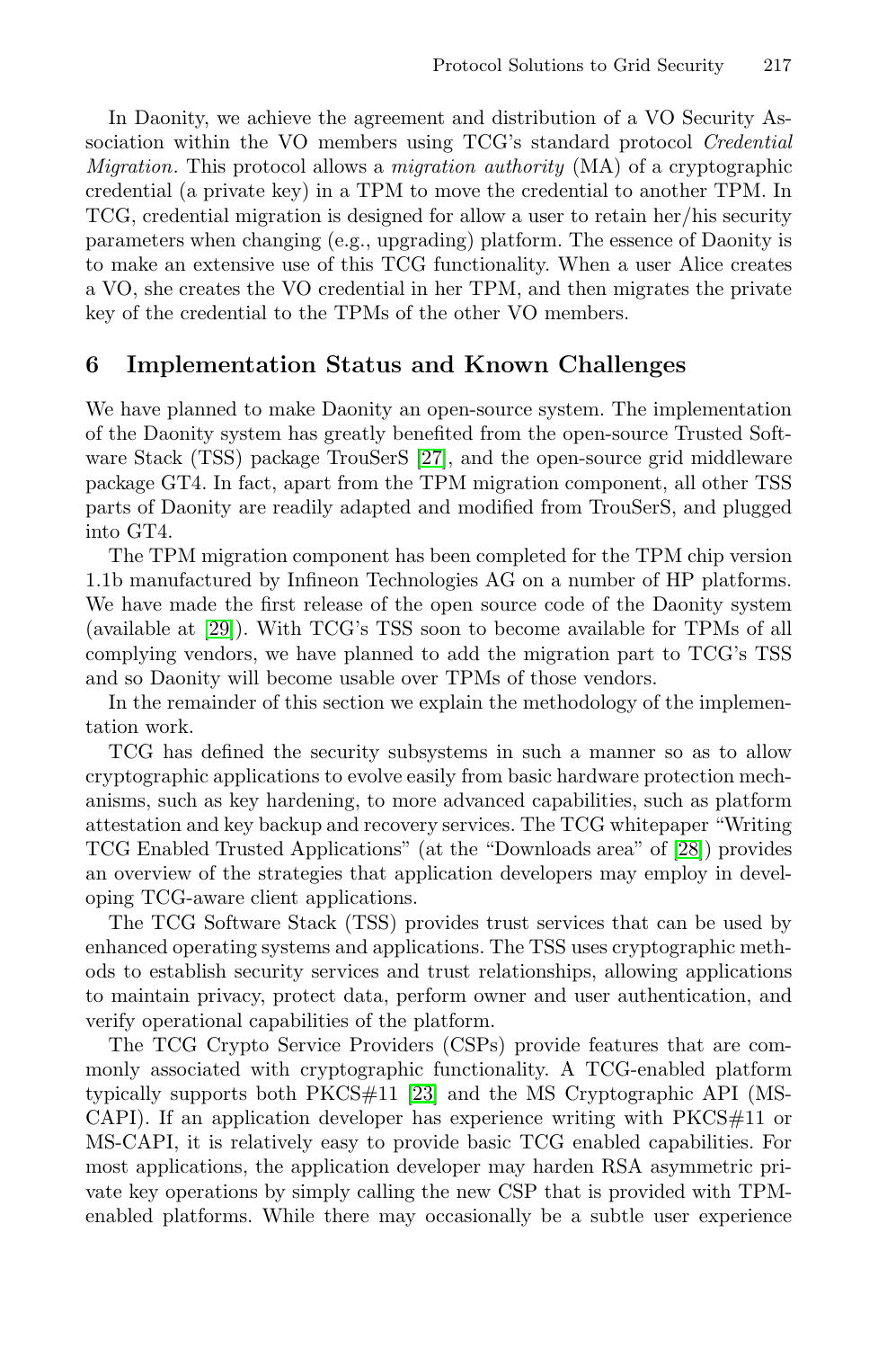In Daonity, we achieve the agreement and distribution of a VO Security Association within the VO members using TCG's standard protocol *Credential Migration*. This protocol allows a *migration authority* (MA) of a cryptographic credential (a private key) in a TPM to move the credential to another TPM. In TCG, credential migration is designed for allow a user to retain her/his security parameters when changing (e.g., upgrading) platform. The essence of Daonity is to make an extensive use of this TCG functionality. When a user Alice creates a VO, she creates the VO credential in her TPM, and then migrates the private key of the credential to the TPMs of the other VO members.

## 6 Implementation Status and Known Challenges

We have planned to make Daonity an open-source system. The implementation of the Daonity system has greatly benefited from the open-source Trusted Software Stack (TSS) package TrouSerS [27], and the open-source grid middleware package GT4. In fact, apart from the TPM migration component, all other TSS parts of Daonity are readily adapted and modified from TrouSerS, and plugged into GT4.

The TPM migration component has been completed for the TPM chip version 1.1b manufactured by Infineon Technologies AG on a number of HP platforms. We have made the first release of the open source code of the Daonity system (available at [29]). With TCG's TSS soon to become available for TPMs of all complying vendors, we have planned to add the migration part to TCG's TSS and so Daonity will become usable over TPMs of those vendors.

In the remainder of this section we explain the methodology of the implementation work.

TCG has defined the security subsystems in such a manner so as to allow cryptographic applications to evolve easily from basic hardware protection mechanisms, such as key hardening, to more advanced capabilities, such as platform attestation and key backup and recovery services. The TCG whitepaper "Writing TCG Enabled Trusted Applications" (at the "Downloads area" of [28]) provides an overview of the strategies that application developers may employ in developing TCG-aware client applications.

The TCG Software Stack (TSS) provides trust services that can be used by enhanced operating systems and applications. The TSS uses cryptographic methods to establish security services and trust relationships, allowing applications to maintain privacy, protect data, perform owner and user authentication, and verify operational capabilities of the platform.

The TCG Crypto Service Providers (CSPs) provide features that are commonly associated with cryptographic functionality. A TCG-enabled platform typically supports both PKCS#11 [23] and the MS Cryptographic API (MS-CAPI). If an application developer has experience writing with PKCS#11 or MS-CAPI, it is relatively easy to provide basic TCG enabled capabilities. For most applications, the application developer may harden RSA asymmetric private key operations by simply calling the new CSP that is provided with TPM-enabled platforms. While there may occasionally be a subtle user experience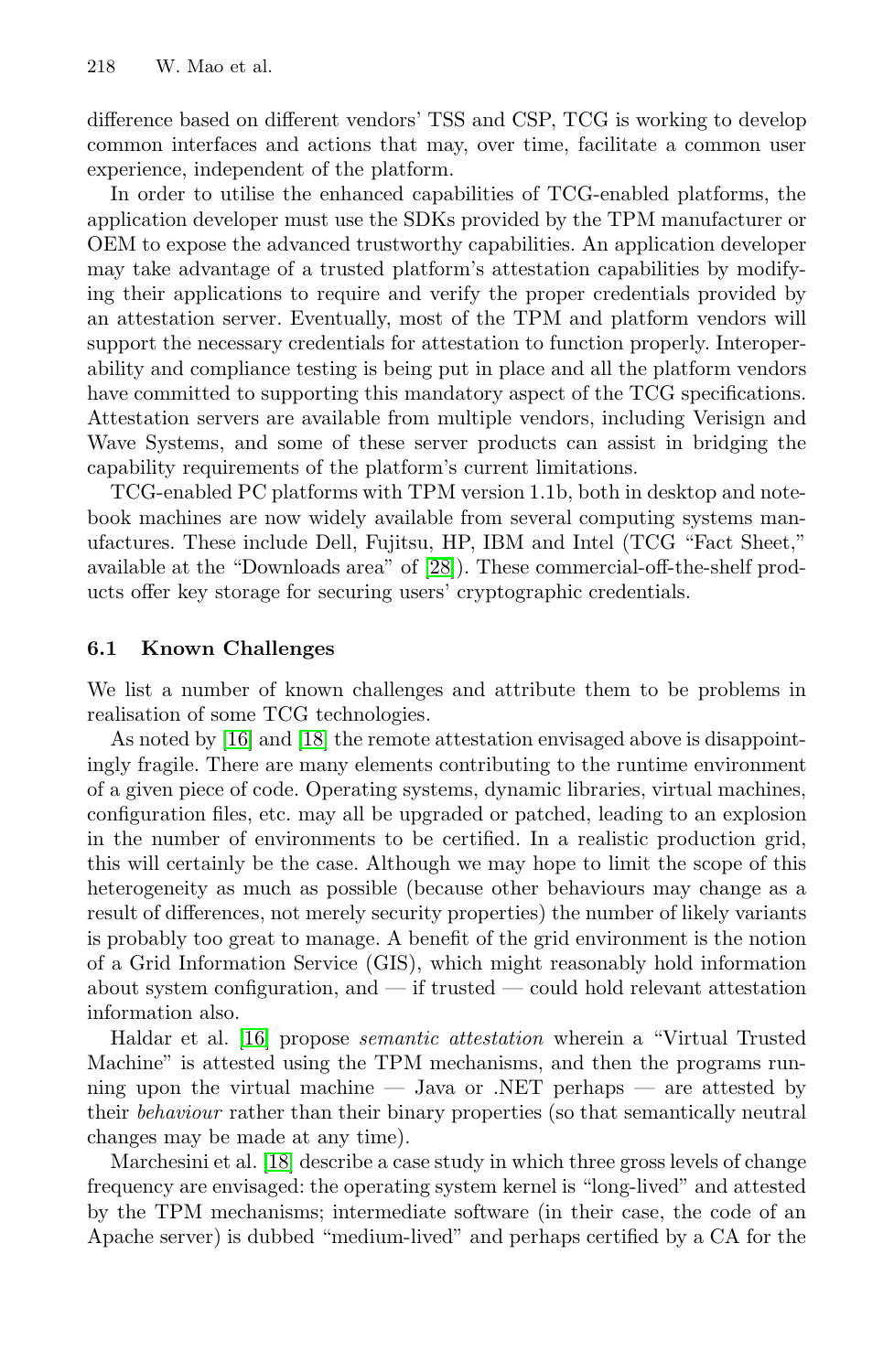difference based on different vendors' TSS and CSP, TCG is working to develop common interfaces and actions that may, over time, facilitate a common user experience, independent of the platform.

In order to utilise the enhanced capabilities of TCG-enabled platforms, the application developer must use the SDKs provided by the TPM manufacturer or OEM to expose the advanced trustworthy capabilities. An application developer may take advantage of a trusted platform's attestation capabilities by modifying their applications to require and verify the proper credentials provided by an attestation server. Eventually, most of the TPM and platform vendors will support the necessary credentials for attestation to function properly. Interoperability and compliance testing is being put in place and all the platform vendors have committed to supporting this mandatory aspect of the TCG specifications. Attestation servers are available from multiple vendors, including Verisign and Wave Systems, and some of these server products can assist in bridging the capability requirements of the platform's current limitations.

TCG-enabled PC platforms with TPM version 1.1b, both in desktop and notebook machines are now widely available from several computing systems manufactures. These include Dell, Fujitsu, HP, IBM and Intel (TCG "Fact Sheet," available at the "Downloads area" of [28]). These commercial-off-the-shelf products offer key storage for securing users' cryptographic credentials.

### 6.1 Known Challenges

We list a number of known challenges and attribute them to be problems in realisation of some TCG technologies.

As noted by [16] and [18] the remote attestation envisaged above is disappointingly fragile. There are many elements contributing to the runtime environment of a given piece of code. Operating systems, dynamic libraries, virtual machines, configuration files, etc. may all be upgraded or patched, leading to an explosion in the number of environments to be certified. In a realistic production grid, this will certainly be the case. Although we may hope to limit the scope of this heterogeneity as much as possible (because other behaviours may change as a result of differences, not merely security properties) the number of likely variants is probably too great to manage. A benefit of the grid environment is the notion of a Grid Information Service (GIS), which might reasonably hold information about system configuration, and — if trusted — could hold relevant attestation information also.

Haldar et al. [16] propose *semantic attestation* wherein a "Virtual Trusted Machine" is attested using the TPM mechanisms, and then the programs running upon the virtual machine — Java or .NET perhaps — are attested by their *behaviour* rather than their binary properties (so that semantically neutral changes may be made at any time).

Marchesini et al. [18] describe a case study in which three gross levels of change frequency are envisaged: the operating system kernel is "long-lived" and attested by the TPM mechanisms; intermediate software (in their case, the code of an Apache server) is dubbed "medium-lived" and perhaps certified by a CA for the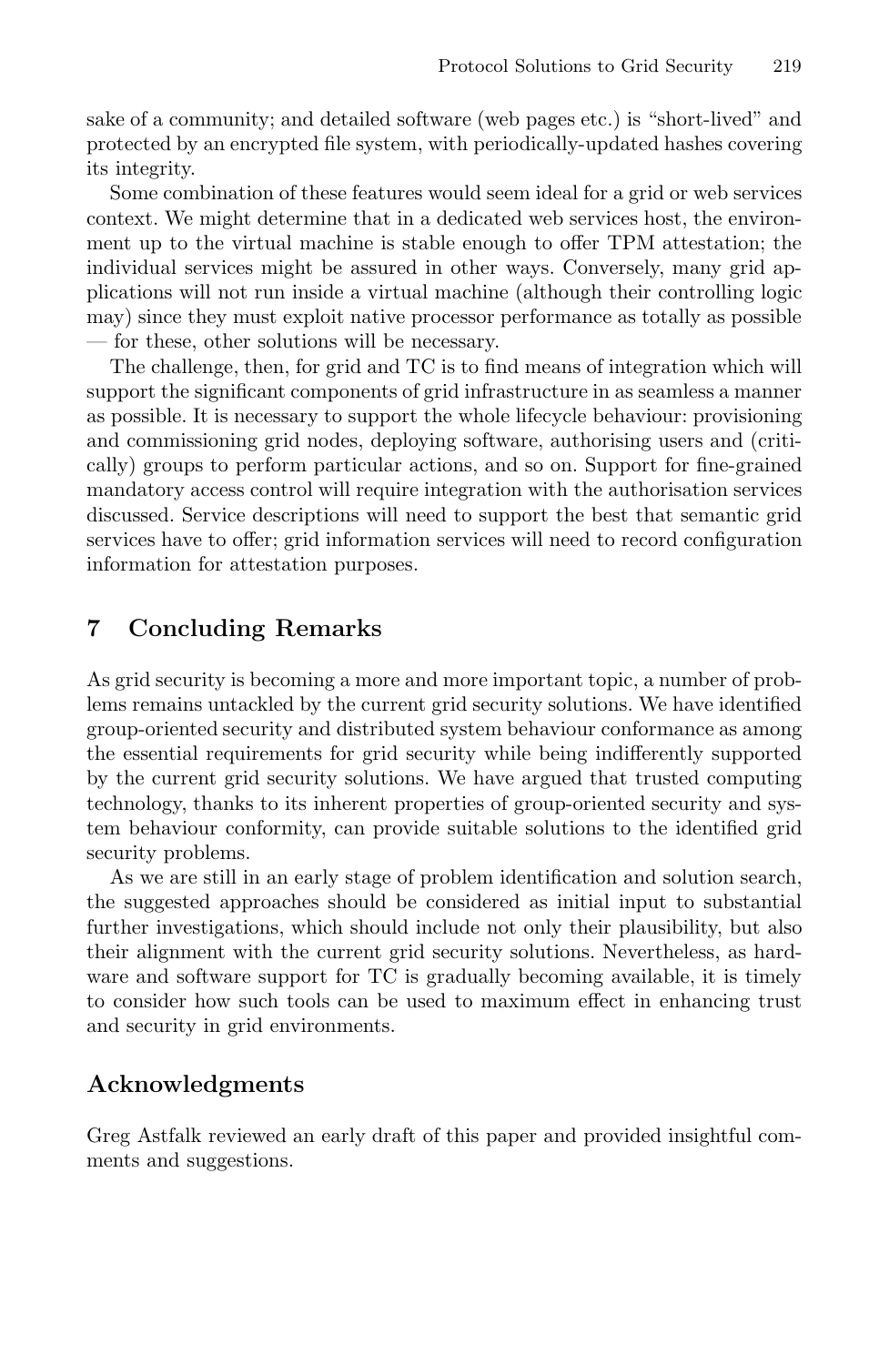sake of a community; and detailed software (web pages etc.) is "short-lived" and protected by an encrypted file system, with periodically-updated hashes covering its integrity.

Some combination of these features would seem ideal for a grid or web services context. We might determine that in a dedicated web services host, the environment up to the virtual machine is stable enough to offer TPM attestation; the individual services might be assured in other ways. Conversely, many grid applications will not run inside a virtual machine (although their controlling logic may) since they must exploit native processor performance as totally as possible — for these, other solutions will be necessary.

The challenge, then, for grid and TC is to find means of integration which will support the significant components of grid infrastructure in as seamless a manner as possible. It is necessary to support the whole lifecycle behaviour: provisioning and commissioning grid nodes, deploying software, authorising users and (critically) groups to perform particular actions, and so on. Support for fine-grained mandatory access control will require integration with the authorisation services discussed. Service descriptions will need to support the best that semantic grid services have to offer; grid information services will need to record configuration information for attestation purposes.

## 7 Concluding Remarks

As grid security is becoming a more and more important topic, a number of problems remains untackled by the current grid security solutions. We have identified group-oriented security and distributed system behaviour conformance as among the essential requirements for grid security while being indifferently supported by the current grid security solutions. We have argued that trusted computing technology, thanks to its inherent properties of group-oriented security and system behaviour conformity, can provide suitable solutions to the identified grid security problems.

As we are still in an early stage of problem identification and solution search, the suggested approaches should be considered as initial input to substantial further investigations, which should include not only their plausibility, but also their alignment with the current grid security solutions. Nevertheless, as hardware and software support for TC is gradually becoming available, it is timely to consider how such tools can be used to maximum effect in enhancing trust and security in grid environments.

## Acknowledgments

Greg Astfalk reviewed an early draft of this paper and provided insightful comments and suggestions.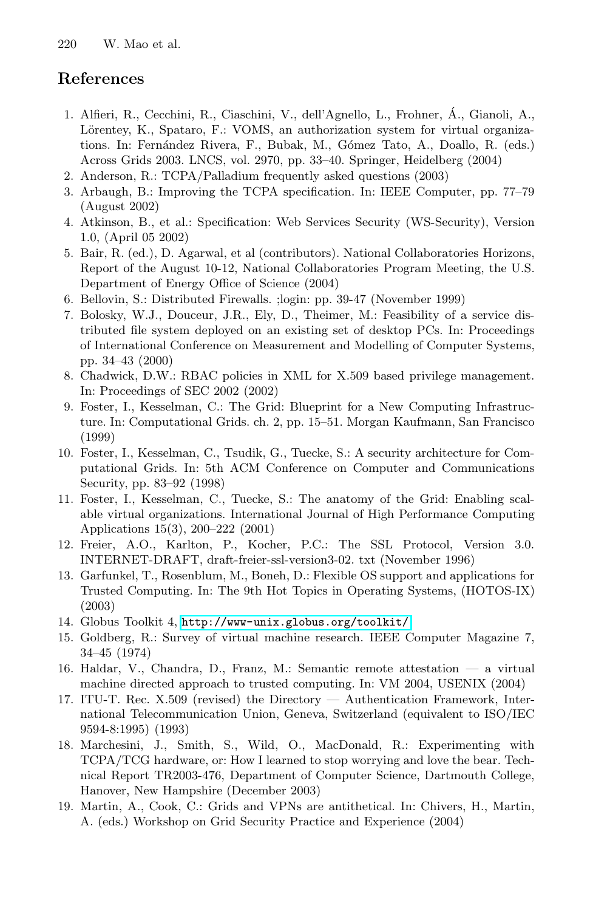## References

1. Alfieri, R., Cecchini, R., Ciaschini, V., dell'Agnello, L., Frohner, Á., Gianoli, A., Lőrentey, K., Spataro, F.: VOMS, an authorization system for virtual organizations. In: Fernández Rivera, F., Bubak, M., Gómez Tato, A., Doallo, R. (eds.) Across Grids 2003. LNCS, vol. 2970, pp. 33–40. Springer, Heidelberg (2004)
2. Anderson, R.: TCPA/Palladium frequently asked questions (2003)
3. Arbaugh, B.: Improving the TCPA specification. In: IEEE Computer, pp. 77–79 (August 2002)
4. Atkinson, B., et al.: Specification: Web Services Security (WS-Security), Version 1.0, (April 05 2002)
5. Bair, R. (ed.), D. Agarwal, et al (contributors). National Collaboratories Horizons, Report of the August 10-12, National Collaboratories Program Meeting, the U.S. Department of Energy Office of Science (2004)
6. Bellovin, S.: Distributed Firewalls. ;login: pp. 39-47 (November 1999)
7. Bolosky, W.J., Douceur, J.R., Ely, D., Theimer, M.: Feasibility of a service distributed file system deployed on an existing set of desktop PCs. In: Proceedings of International Conference on Measurement and Modelling of Computer Systems, pp. 34–43 (2000)
8. Chadwick, D.W.: RBAC policies in XML for X.509 based privilege management. In: Proceedings of SEC 2002 (2002)
9. Foster, I., Kesselman, C.: The Grid: Blueprint for a New Computing Infrastructure. In: Computational Grids. ch. 2, pp. 15–51. Morgan Kaufmann, San Francisco (1999)
10. Foster, I., Kesselman, C., Tsudik, G., Tuecke, S.: A security architecture for Computational Grids. In: 5th ACM Conference on Computer and Communications Security, pp. 83–92 (1998)
11. Foster, I., Kesselman, C., Tuecke, S.: The anatomy of the Grid: Enabling scalable virtual organizations. International Journal of High Performance Computing Applications 15(3), 200–222 (2001)
12. Freier, A.O., Karlton, P., Kocher, P.C.: The SSL Protocol, Version 3.0. INTERNET-DRAFT, draft-freier-ssl-version3-02. txt (November 1996)
13. Garfunkel, T., Rosenblum, M., Boneh, D.: Flexible OS support and applications for Trusted Computing. In: The 9th Hot Topics in Operating Systems, (HOTOS-IX) (2003)
14. Globus Toolkit 4, http://www-unix.globus.org/toolkit/
15. Goldberg, R.: Survey of virtual machine research. IEEE Computer Magazine 7, 34–45 (1974)
16. Haldar, V., Chandra, D., Franz, M.: Semantic remote attestation — a virtual machine directed approach to trusted computing. In: VM 2004, USENIX (2004)
17. ITU-T. Rec. X.509 (revised) the Directory — Authentication Framework, International Telecommunication Union, Geneva, Switzerland (equivalent to ISO/IEC 9594-8:1995) (1993)
18. Marchesini, J., Smith, S., Wild, O., MacDonald, R.: Experimenting with TCPA/TCG hardware, or: How I learned to stop worrying and love the bear. Technical Report TR2003-476, Department of Computer Science, Dartmouth College, Hanover, New Hampshire (December 2003)
19. Martin, A., Cook, C.: Grids and VPNs are antithetical. In: Chivers, H., Martin, A. (eds.) Workshop on Grid Security Practice and Experience (2004)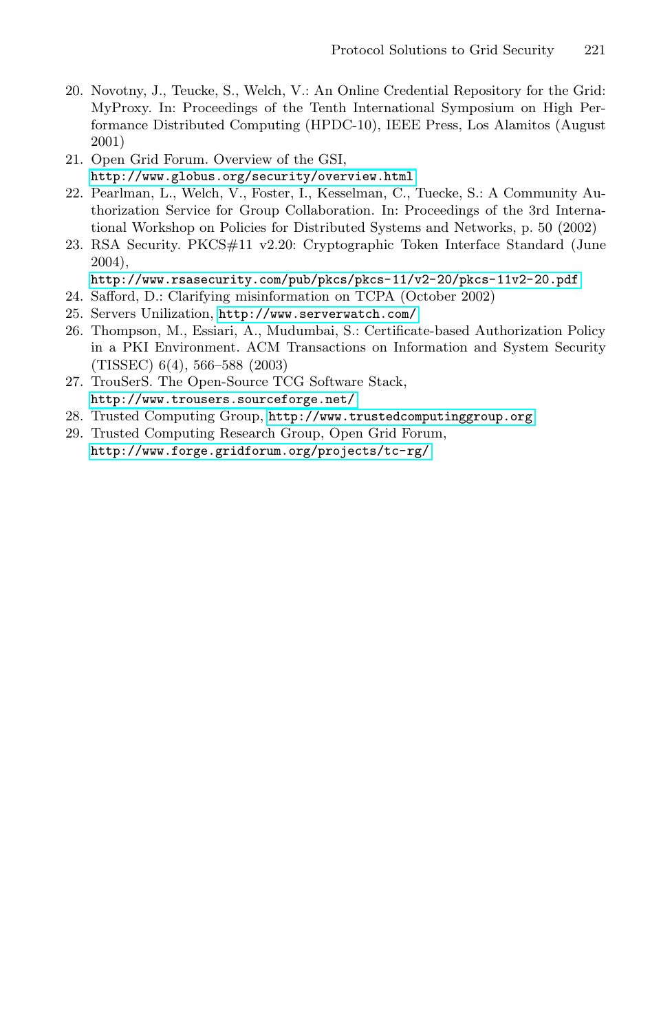20. Novotny, J., Teucke, S., Welch, V.: An Online Credential Repository for the Grid: MyProxy. In: Proceedings of the Tenth International Symposium on High Performance Distributed Computing (HPDC-10), IEEE Press, Los Alamitos (August 2001)
21. Open Grid Forum. Overview of the GSI, http://www.globus.org/security/overview.html
22. Pearlman, L., Welch, V., Foster, I., Kesselman, C., Tuecke, S.: A Community Authorization Service for Group Collaboration. In: Proceedings of the 3rd International Workshop on Policies for Distributed Systems and Networks, p. 50 (2002)
23. RSA Security. PKCS#11 v2.20: Cryptographic Token Interface Standard (June 2004), http://www.rsasecurity.com/pub/pkcs/pkcs-11/v2-20/pkcs-11v2-20.pdf
24. Safford, D.: Clarifying misinformation on TCPA (October 2002)
25. Servers Unilization, http://www.serverwatch.com/
26. Thompson, M., Essiari, A., Mudumbai, S.: Certificate-based Authorization Policy in a PKI Environment. ACM Transactions on Information and System Security (TISSEC) 6(4), 566–588 (2003)
27. TrouSerS. The Open-Source TCG Software Stack, http://www.trousers.sourceforge.net/
28. Trusted Computing Group, http://www.trustedcomputinggroup.org
29. Trusted Computing Research Group, Open Grid Forum, http://www.forge.gridforum.org/projects/tc-rg/